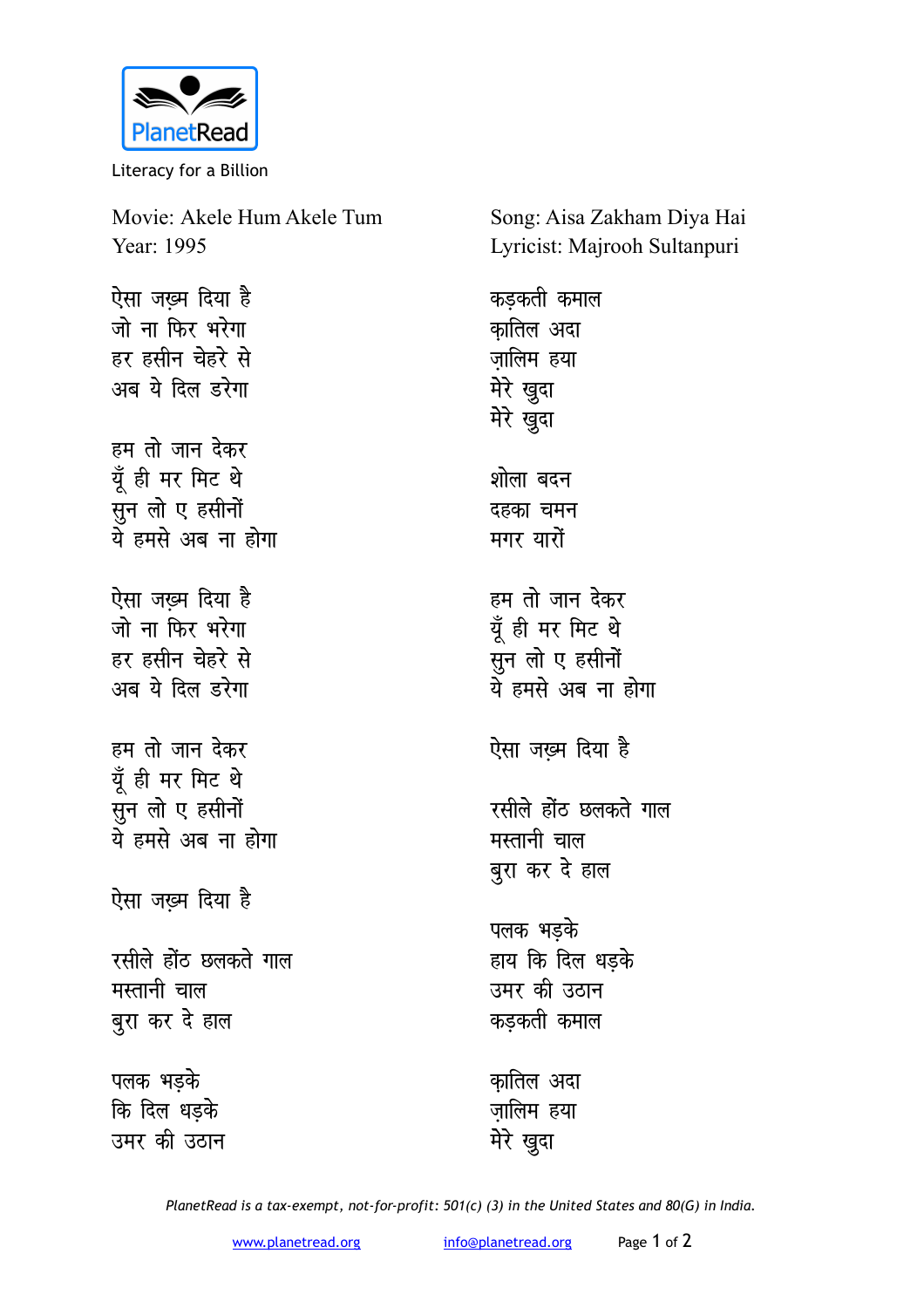PlanetRead

Literacy for a Billion

Movie: Akele Hum Akele Tum
Year: 1995

Song: Aisa Zakham Diya Hai
Lyricist: Majrooh Sultanpuri

ऐसा जख़्म दिया है
जो ना फिर भरेगा
हर हसीन चेहरे से
अब ये दिल डरेगा

हम तो जान देकर
यूँ ही मर मिट थे
सुन लो ए हसीनों
ये हमसे अब ना होगा

ऐसा जख़्म दिया है
जो ना फिर भरेगा
हर हसीन चेहरे से
अब ये दिल डरेगा

हम तो जान देकर
यूँ ही मर मिट थे
सुन लो ए हसीनों
ये हमसे अब ना होगा

ऐसा जख़्म दिया है

रसीले होंठ छलकते गाल
मस्तानी चाल
बुरा कर दे हाल

पलक भड़के
कि दिल धड़के
उमर की उठान

कड़कती कमाल
क़ातिल अदा
ज़ालिम हया
मेरे खुदा
मेरे खुदा

शोला बदन
दहका चमन
मगर यारों

हम तो जान देकर
यूँ ही मर मिट थे
सुन लो ए हसीनों
ये हमसे अब ना होगा

ऐसा जख़्म दिया है

रसीले होंठ छलकते गाल
मस्तानी चाल
बुरा कर दे हाल

पलक भड़के
हाय कि दिल धड़के
उमर की उठान
कड़कती कमाल

क़ातिल अदा
ज़ालिम हया
मेरे खुदा

*PlanetRead is a tax-exempt, not-for-profit: 501(c) (3) in the United States and 80(G) in India.*

www.planetread.org info@planetread.org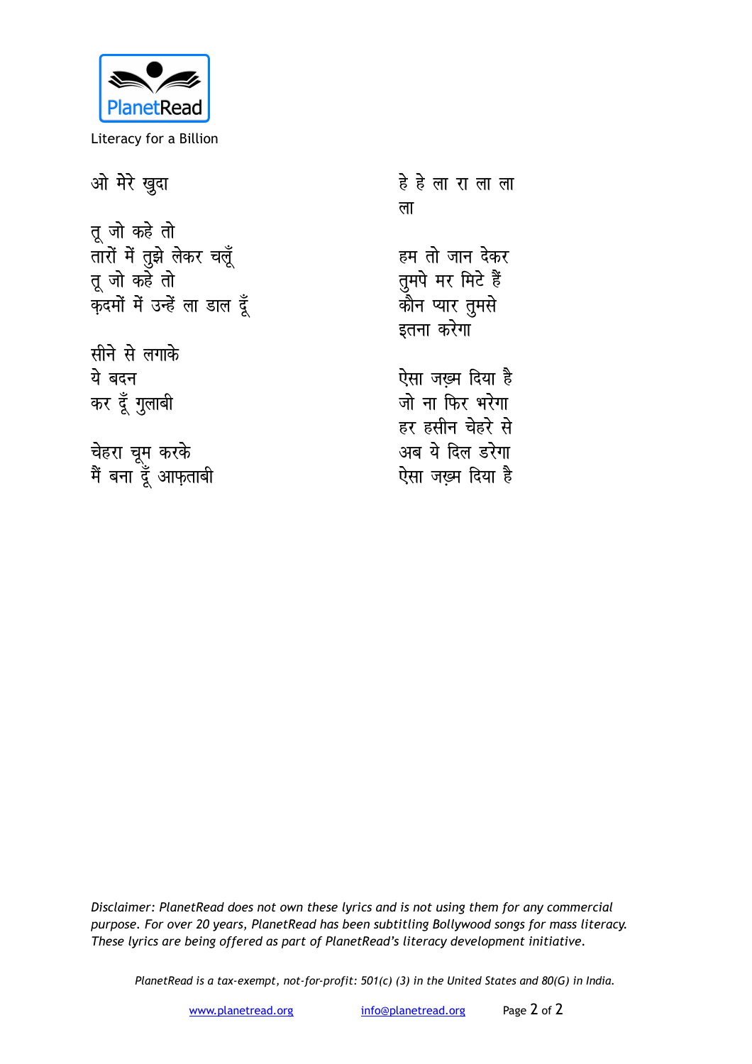ओ मेरे ख़ुदा

तू जो कहे तो
तारों में तुझे लेकर चलूँ
तू जो कहे तो
क़दमों में उन्हें ला डाल दूँ

सीने से लगाके
ये बदन
कर दूँ गुलाबी

चेहरा चूम करके
मैं बना दूँ आफ़ताबी

हे हे ला रा ला ला
ला

हम तो जान देकर
तुमपे मर मिटे हैं
कौन प्यार तुमसे
इतना करेगा

ऐसा ज़ख़्म दिया है
जो ना फिर भरेगा
हर हसीन चेहरे से
अब ये दिल डरेगा
ऐसा ज़ख़्म दिया है

*Disclaimer: PlanetRead does not own these lyrics and is not using them for any commercial purpose. For over 20 years, PlanetRead has been subtitling Bollywood songs for mass literacy. These lyrics are being offered as part of PlanetRead's literacy development initiative.*

*PlanetRead is a tax-exempt, not-for-profit: 501(c) (3) in the United States and 80(G) in India.*

www.planetread.org    info@planetread.org